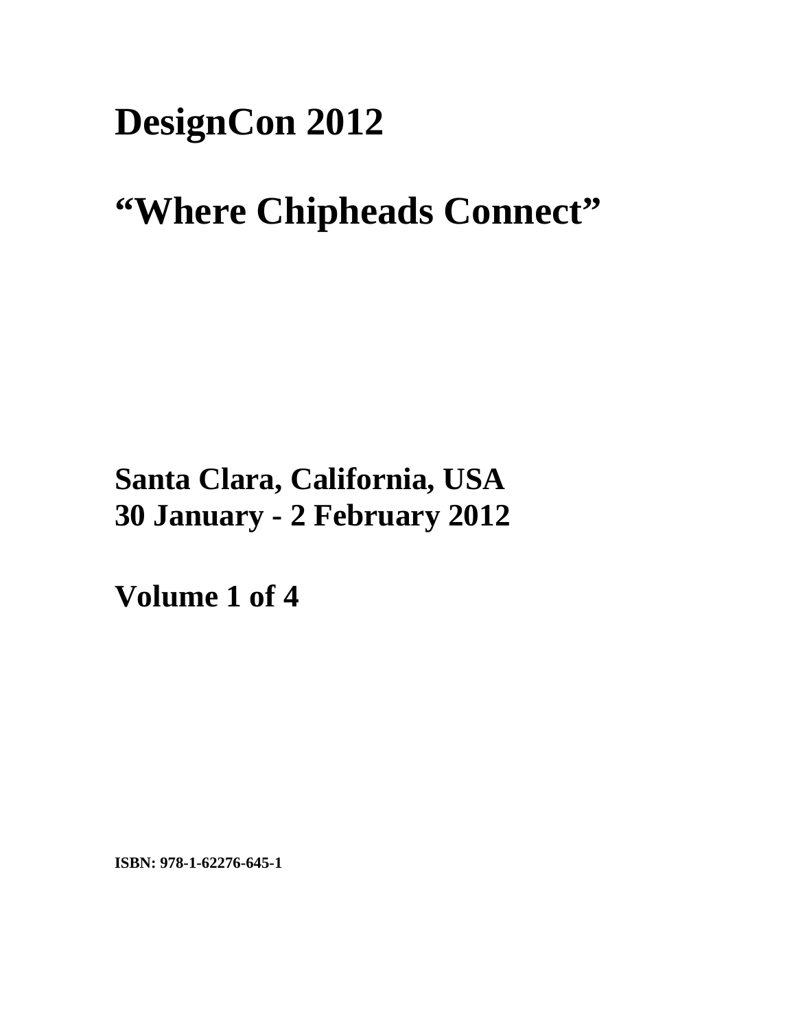# DesignCon 2012

# "Where Chipheads Connect"

**Santa Clara, California, USA**
**30 January - 2 February 2012**

**Volume 1 of 4**

**ISBN: 978-1-62276-645-1**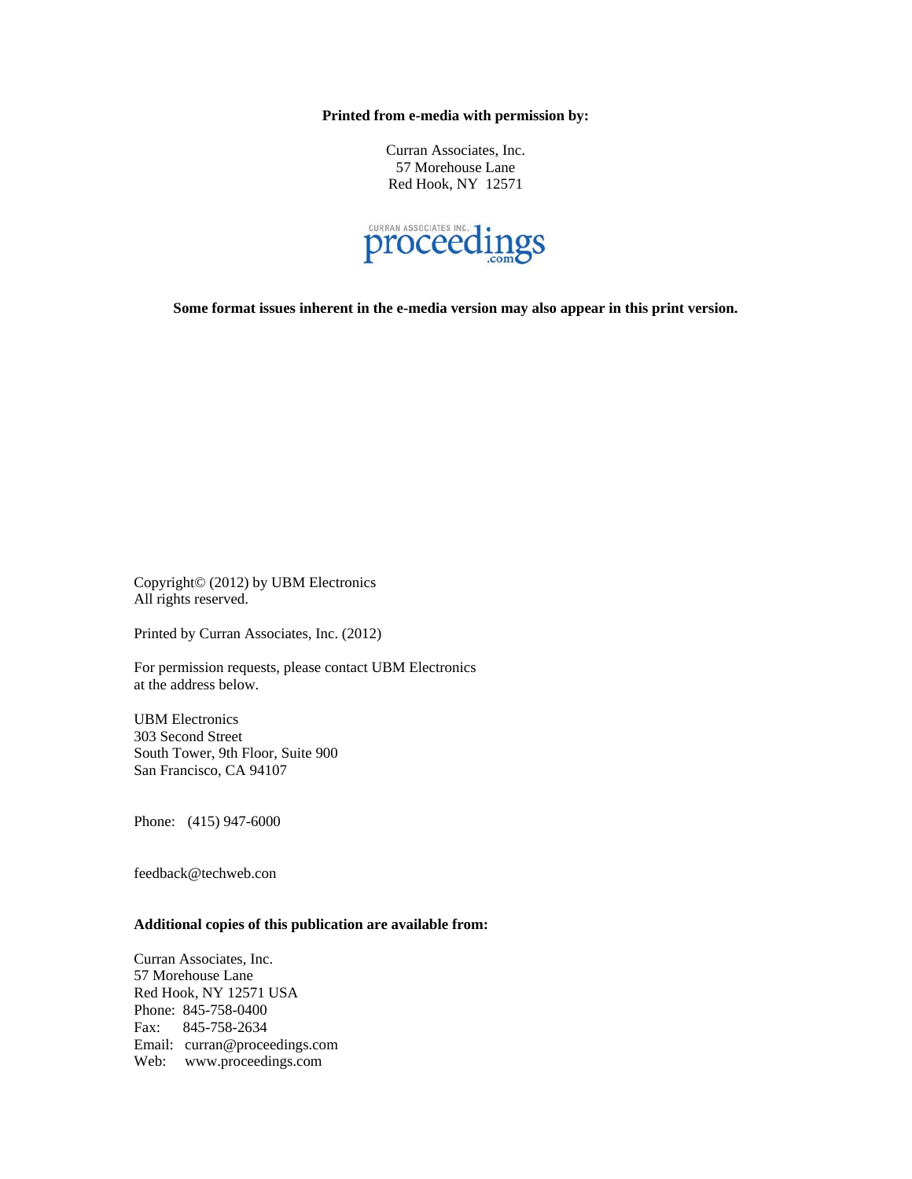**Printed from e-media with permission by:**

Curran Associates, Inc.
57 Morehouse Lane
Red Hook, NY 12571

**Some format issues inherent in the e-media version may also appear in this print version.**

Copyright© (2012) by UBM Electronics
All rights reserved.

Printed by Curran Associates, Inc. (2012)

For permission requests, please contact UBM Electronics
at the address below.

UBM Electronics
303 Second Street
South Tower, 9th Floor, Suite 900
San Francisco, CA 94107

Phone: (415) 947-6000

feedback@techweb.con

**Additional copies of this publication are available from:**

Curran Associates, Inc.
57 Morehouse Lane
Red Hook, NY 12571 USA
Phone: 845-758-0400
Fax: 845-758-2634
Email: curran@proceedings.com
Web: www.proceedings.com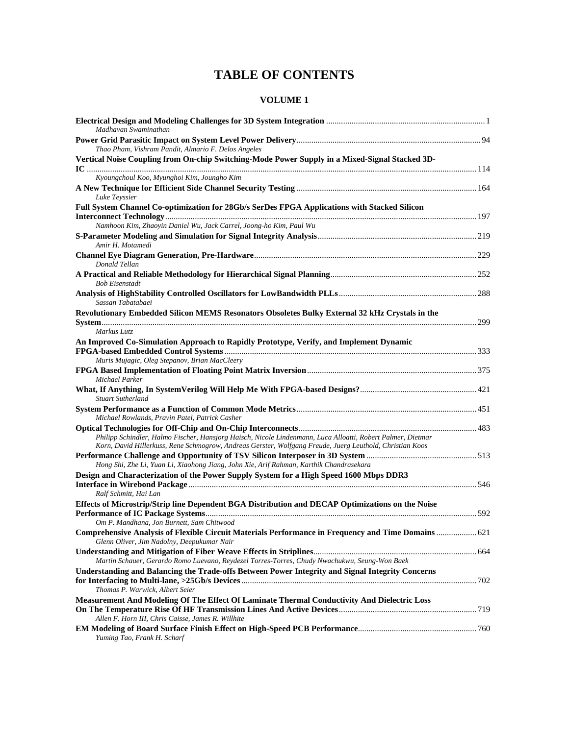# TABLE OF CONTENTS

## VOLUME 1

**Electrical Design and Modeling Challenges for 3D System Integration** .......... 1
*Madhavan Swaminathan*

**Power Grid Parasitic Impact on System Level Power Delivery** .......... 94
*Thao Pham, Vishram Pandit, Almario F. Delos Angeles*

**Vertical Noise Coupling from On-chip Switching-Mode Power Supply in a Mixed-Signal Stacked 3D-IC** .......... 114
*Kyoungchoul Koo, Myunghoi Kim, Joungho Kim*

**A New Technique for Efficient Side Channel Security Testing** .......... 164
*Luke Teyssier*

**Full System Channel Co-optimization for 28Gb/s SerDes FPGA Applications with Stacked Silicon Interconnect Technology** .......... 197
*Namhoon Kim, Zhaoyin Daniel Wu, Jack Carrel, Joong-ho Kim, Paul Wu*

**S-Parameter Modeling and Simulation for Signal Integrity Analysis** .......... 219
*Amir H. Motamedi*

**Channel Eye Diagram Generation, Pre-Hardware** .......... 229
*Donald Tellan*

**A Practical and Reliable Methodology for Hierarchical Signal Planning** .......... 252
*Bob Eisenstadt*

**Analysis of HighStability Controlled Oscillators for LowBandwidth PLLs** .......... 288
*Sassan Tabatabaei*

**Revolutionary Embedded Silicon MEMS Resonators Obsoletes Bulky External 32 kHz Crystals in the System** .......... 299
*Markus Lutz*

**An Improved Co-Simulation Approach to Rapidly Prototype, Verify, and Implement Dynamic FPGA-based Embedded Control Systems** .......... 333
*Muris Mujagic, Oleg Stepanov, Brian MacCleery*

**FPGA Based Implementation of Floating Point Matrix Inversion** .......... 375
*Michael Parker*

**What, If Anything, In SystemVerilog Will Help Me With FPGA-based Designs?** .......... 421
*Stuart Sutherland*

**System Performance as a Function of Common Mode Metrics** .......... 451
*Michael Rowlands, Pravin Patel, Patrick Casher*

**Optical Technologies for Off-Chip and On-Chip Interconnects** .......... 483
*Philipp Schindler, Halmo Fischer, Hansjorg Haisch, Nicole Lindenmann, Luca Alloatti, Robert Palmer, Dietmar Korn, David Hillerkuss, Rene Schmogrow, Andreas Gerster, Wolfgang Freude, Juerg Leuthold, Christian Koos*

**Performance Challenge and Opportunity of TSV Silicon Interposer in 3D System** .......... 513
*Hong Shi, Zhe Li, Yuan Li, Xiaohong Jiang, John Xie, Arif Rahman, Karthik Chandrasekara*

**Design and Characterization of the Power Supply System for a High Speed 1600 Mbps DDR3 Interface in Wirebond Package** .......... 546
*Ralf Schmitt, Hai Lan*

**Effects of Microstrip/Strip line Dependent BGA Distribution and DECAP Optimizations on the Noise Performance of IC Package Systems** .......... 592
*Om P. Mandhana, Jon Burnett, Sam Chitwood*

**Comprehensive Analysis of Flexible Circuit Materials Performance in Frequency and Time Domains** .......... 621
*Glenn Oliver, Jim Nadolny, Deepukumar Nair*

**Understanding and Mitigation of Fiber Weave Effects in Striplines** .......... 664
*Martin Schauer, Gerardo Romo Luevano, Reydezel Torres-Torres, Chudy Nwachukwu, Seung-Won Baek*

**Understanding and Balancing the Trade-offs Between Power Integrity and Signal Integrity Concerns for Interfacing to Multi-lane, >25Gb/s Devices** .......... 702
*Thomas P. Warwick, Albert Seier*

**Measurement And Modeling Of The Effect Of Laminate Thermal Conductivity And Dielectric Loss On The Temperature Rise Of HF Transmission Lines And Active Devices** .......... 719
*Allen F. Horn III, Chris Caisse, James R. Willhite*

**EM Modeling of Board Surface Finish Effect on High-Speed PCB Performance** .......... 760
*Yuming Tao, Frank H. Scharf*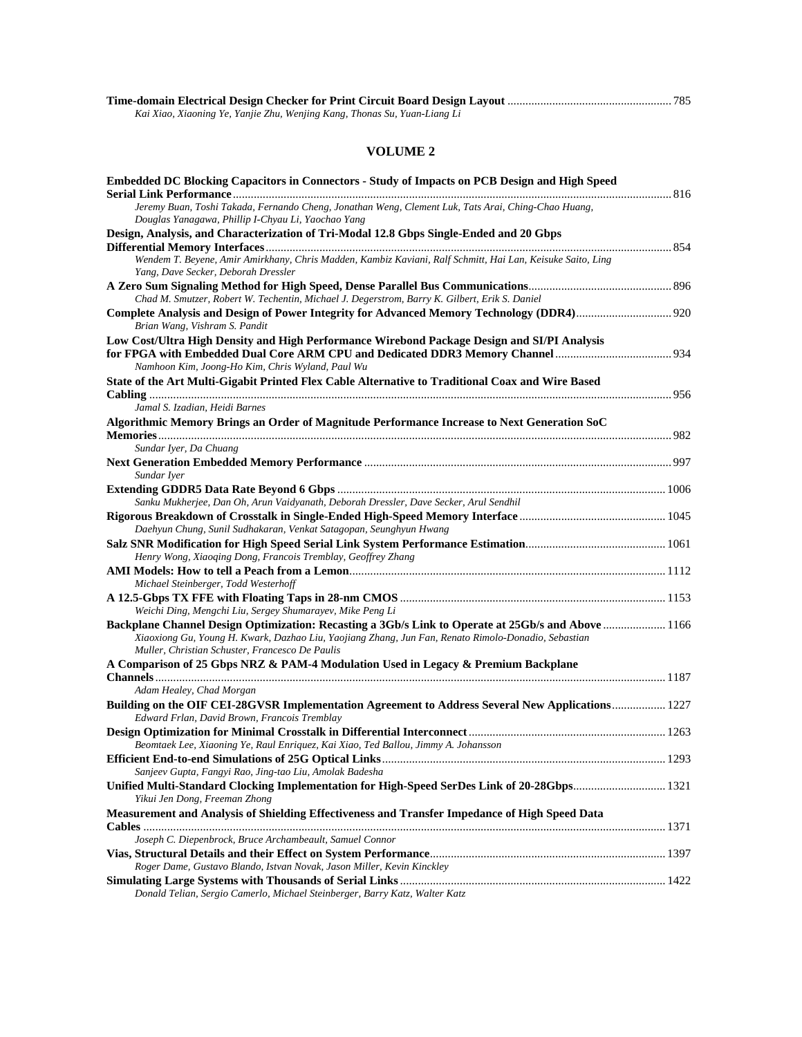**Time-domain Electrical Design Checker for Print Circuit Board Design Layout** ........ 785
*Kai Xiao, Xiaoning Ye, Yanjie Zhu, Wenjing Kang, Thonas Su, Yuan-Liang Li*

## VOLUME 2

**Embedded DC Blocking Capacitors in Connectors - Study of Impacts on PCB Design and High Speed Serial Link Performance** ........ 816
*Jeremy Buan, Toshi Takada, Fernando Cheng, Jonathan Weng, Clement Luk, Tats Arai, Ching-Chao Huang, Douglas Yanagawa, Phillip I-Chyau Li, Yaochao Yang*

**Design, Analysis, and Characterization of Tri-Modal 12.8 Gbps Single-Ended and 20 Gbps Differential Memory Interfaces** ........ 854
*Wendem T. Beyene, Amir Amirkhany, Chris Madden, Kambiz Kaviani, Ralf Schmitt, Hai Lan, Keisuke Saito, Ling Yang, Dave Secker, Deborah Dressler*

**A Zero Sum Signaling Method for High Speed, Dense Parallel Bus Communications** ........ 896
*Chad M. Smutzer, Robert W. Techentin, Michael J. Degerstrom, Barry K. Gilbert, Erik S. Daniel*

**Complete Analysis and Design of Power Integrity for Advanced Memory Technology (DDR4)** ........ 920
*Brian Wang, Vishram S. Pandit*

**Low Cost/Ultra High Density and High Performance Wirebond Package Design and SI/PI Analysis for FPGA with Embedded Dual Core ARM CPU and Dedicated DDR3 Memory Channel** ........ 934
*Namhoon Kim, Joong-Ho Kim, Chris Wyland, Paul Wu*

**State of the Art Multi-Gigabit Printed Flex Cable Alternative to Traditional Coax and Wire Based Cabling** ........ 956
*Jamal S. Izadian, Heidi Barnes*

**Algorithmic Memory Brings an Order of Magnitude Performance Increase to Next Generation SoC Memories** ........ 982
*Sundar Iyer, Da Chuang*

**Next Generation Embedded Memory Performance** ........ 997
*Sundar Iyer*

**Extending GDDR5 Data Rate Beyond 6 Gbps** ........ 1006
*Sanku Mukherjee, Dan Oh, Arun Vaidyanath, Deborah Dressler, Dave Secker, Arul Sendhil*

**Rigorous Breakdown of Crosstalk in Single-Ended High-Speed Memory Interface** ........ 1045
*Daehyun Chung, Sunil Sudhakaran, Venkat Satagopan, Seunghyun Hwang*

**Salz SNR Modification for High Speed Serial Link System Performance Estimation** ........ 1061
*Henry Wong, Xiaoqing Dong, Francois Tremblay, Geoffrey Zhang*

**AMI Models: How to tell a Peach from a Lemon** ........ 1112
*Michael Steinberger, Todd Westerhoff*

**A 12.5-Gbps TX FFE with Floating Taps in 28-nm CMOS** ........ 1153
*Weichi Ding, Mengchi Liu, Sergey Shumarayev, Mike Peng Li*

**Backplane Channel Design Optimization: Recasting a 3Gb/s Link to Operate at 25Gb/s and Above** ........ 1166
*Xiaoxiong Gu, Young H. Kwark, Dazhao Liu, Yaojiang Zhang, Jun Fan, Renato Rimolo-Donadio, Sebastian Muller, Christian Schuster, Francesco De Paulis*

**A Comparison of 25 Gbps NRZ & PAM-4 Modulation Used in Legacy & Premium Backplane Channels** ........ 1187
*Adam Healey, Chad Morgan*

**Building on the OIF CEI-28GVSR Implementation Agreement to Address Several New Applications** ........ 1227
*Edward Frlan, David Brown, Francois Tremblay*

**Design Optimization for Minimal Crosstalk in Differential Interconnect** ........ 1263
*Beomtaek Lee, Xiaoning Ye, Raul Enriquez, Kai Xiao, Ted Ballou, Jimmy A. Johansson*

**Efficient End-to-end Simulations of 25G Optical Links** ........ 1293
*Sanjeev Gupta, Fangyi Rao, Jing-tao Liu, Amolak Badesha*

**Unified Multi-Standard Clocking Implementation for High-Speed SerDes Link of 20-28Gbps** ........ 1321
*Yikui Jen Dong, Freeman Zhong*

**Measurement and Analysis of Shielding Effectiveness and Transfer Impedance of High Speed Data Cables** ........ 1371
*Joseph C. Diepenbrock, Bruce Archambeault, Samuel Connor*

**Vias, Structural Details and their Effect on System Performance** ........ 1397
*Roger Dame, Gustavo Blando, Istvan Novak, Jason Miller, Kevin Kinckley*

**Simulating Large Systems with Thousands of Serial Links** ........ 1422
*Donald Telian, Sergio Camerlo, Michael Steinberger, Barry Katz, Walter Katz*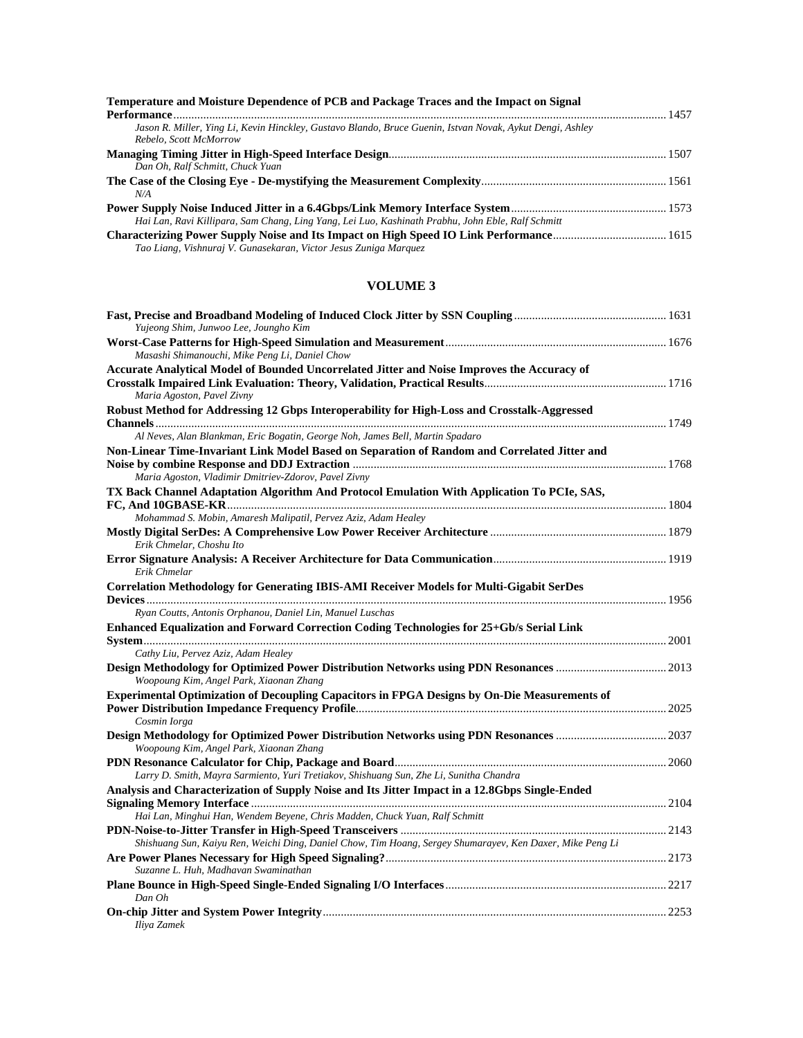**Temperature and Moisture Dependence of PCB and Package Traces and the Impact on Signal Performance** ........ 1457
*Jason R. Miller, Ying Li, Kevin Hinckley, Gustavo Blando, Bruce Guenin, Istvan Novak, Aykut Dengi, Ashley Rebelo, Scott McMorrow*

**Managing Timing Jitter in High-Speed Interface Design** ........ 1507
*Dan Oh, Ralf Schmitt, Chuck Yuan*

**The Case of the Closing Eye - De-mystifying the Measurement Complexity** ........ 1561
*N/A*

**Power Supply Noise Induced Jitter in a 6.4Gbps/Link Memory Interface System** ........ 1573
*Hai Lan, Ravi Killipara, Sam Chang, Ling Yang, Lei Luo, Kashinath Prabhu, John Eble, Ralf Schmitt*

**Characterizing Power Supply Noise and Its Impact on High Speed IO Link Performance** ........ 1615
*Tao Liang, Vishnuraj V. Gunasekaran, Victor Jesus Zuniga Marquez*

## VOLUME 3

**Fast, Precise and Broadband Modeling of Induced Clock Jitter by SSN Coupling** ........ 1631
*Yujeong Shim, Junwoo Lee, Joungho Kim*

**Worst-Case Patterns for High-Speed Simulation and Measurement** ........ 1676
*Masashi Shimanouchi, Mike Peng Li, Daniel Chow*

**Accurate Analytical Model of Bounded Uncorrelated Jitter and Noise Improves the Accuracy of Crosstalk Impaired Link Evaluation: Theory, Validation, Practical Results** ........ 1716
*Maria Agoston, Pavel Zivny*

**Robust Method for Addressing 12 Gbps Interoperability for High-Loss and Crosstalk-Aggressed Channels** ........ 1749
*Al Neves, Alan Blankman, Eric Bogatin, George Noh, James Bell, Martin Spadaro*

**Non-Linear Time-Invariant Link Model Based on Separation of Random and Correlated Jitter and Noise by combine Response and DDJ Extraction** ........ 1768
*Maria Agoston, Vladimir Dmitriev-Zdorov, Pavel Zivny*

**TX Back Channel Adaptation Algorithm And Protocol Emulation With Application To PCIe, SAS, FC, And 10GBASE-KR** ........ 1804
*Mohammad S. Mobin, Amaresh Malipatil, Pervez Aziz, Adam Healey*

**Mostly Digital SerDes: A Comprehensive Low Power Receiver Architecture** ........ 1879
*Erik Chmelar, Choshu Ito*

**Error Signature Analysis: A Receiver Architecture for Data Communication** ........ 1919
*Erik Chmelar*

**Correlation Methodology for Generating IBIS-AMI Receiver Models for Multi-Gigabit SerDes Devices** ........ 1956
*Ryan Coutts, Antonis Orphanou, Daniel Lin, Manuel Luschas*

**Enhanced Equalization and Forward Correction Coding Technologies for 25+Gb/s Serial Link System** ........ 2001
*Cathy Liu, Pervez Aziz, Adam Healey*

**Design Methodology for Optimized Power Distribution Networks using PDN Resonances** ........ 2013
*Woopoung Kim, Angel Park, Xiaonan Zhang*

**Experimental Optimization of Decoupling Capacitors in FPGA Designs by On-Die Measurements of Power Distribution Impedance Frequency Profile** ........ 2025
*Cosmin Iorga*

**Design Methodology for Optimized Power Distribution Networks using PDN Resonances** ........ 2037
*Woopoung Kim, Angel Park, Xiaonan Zhang*

**PDN Resonance Calculator for Chip, Package and Board** ........ 2060
*Larry D. Smith, Mayra Sarmiento, Yuri Tretiakov, Shishuang Sun, Zhe Li, Sunitha Chandra*

**Analysis and Characterization of Supply Noise and Its Jitter Impact in a 12.8Gbps Single-Ended Signaling Memory Interface** ........ 2104
*Hai Lan, Minghui Han, Wendem Beyene, Chris Madden, Chuck Yuan, Ralf Schmitt*

**PDN-Noise-to-Jitter Transfer in High-Speed Transceivers** ........ 2143
*Shishuang Sun, Kaiyu Ren, Weichi Ding, Daniel Chow, Tim Hoang, Sergey Shumarayev, Ken Daxer, Mike Peng Li*

**Are Power Planes Necessary for High Speed Signaling?** ........ 2173
*Suzanne L. Huh, Madhavan Swaminathan*

**Plane Bounce in High-Speed Single-Ended Signaling I/O Interfaces** ........ 2217
*Dan Oh*

**On-chip Jitter and System Power Integrity** ........ 2253
*Iliya Zamek*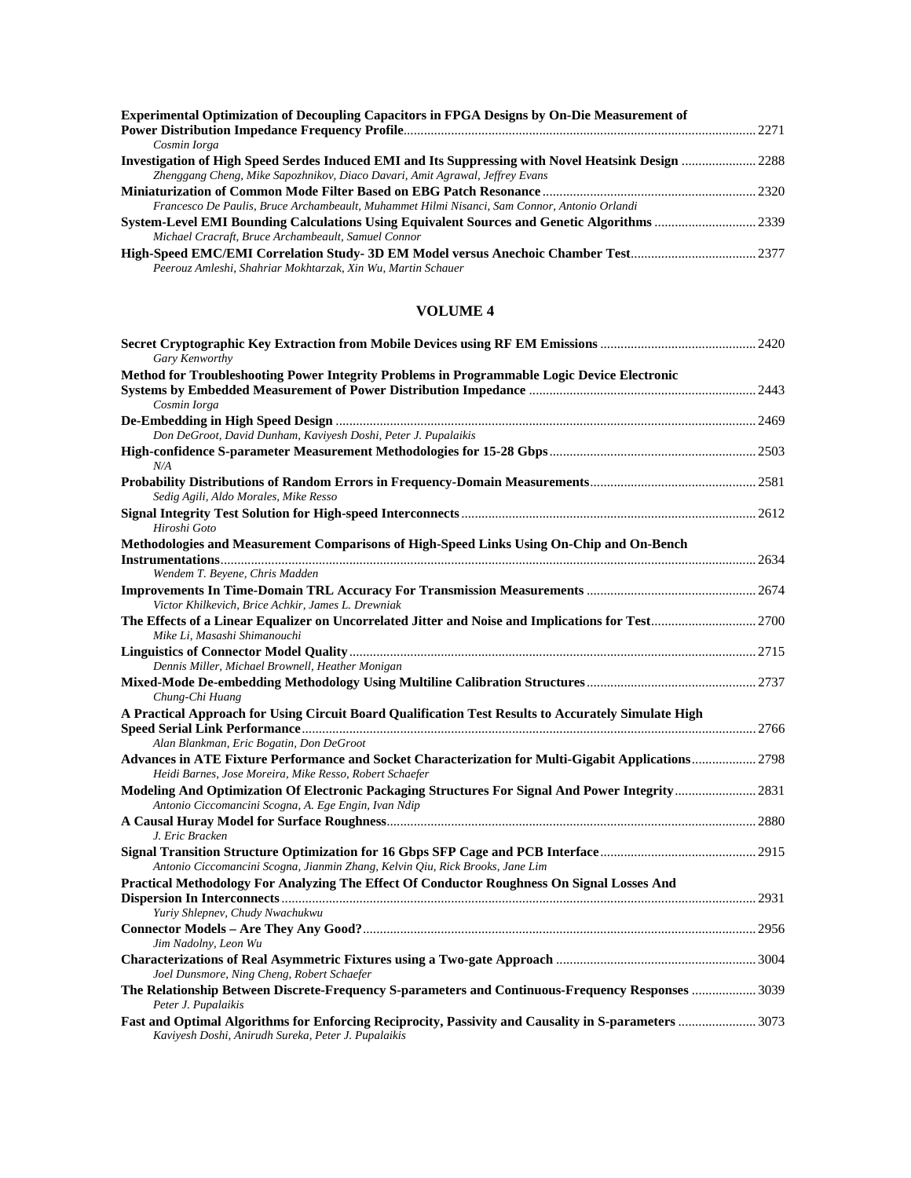**Experimental Optimization of Decoupling Capacitors in FPGA Designs by On-Die Measurement of Power Distribution Impedance Frequency Profile** ........ 2271
*Cosmin Iorga*

**Investigation of High Speed Serdes Induced EMI and Its Suppressing with Novel Heatsink Design** ........ 2288
*Zhenggang Cheng, Mike Sapozhnikov, Diaco Davari, Amit Agrawal, Jeffrey Evans*

**Miniaturization of Common Mode Filter Based on EBG Patch Resonance** ........ 2320
*Francesco De Paulis, Bruce Archambeault, Muhammet Hilmi Nisanci, Sam Connor, Antonio Orlandi*

**System-Level EMI Bounding Calculations Using Equivalent Sources and Genetic Algorithms** ........ 2339
*Michael Cracraft, Bruce Archambeault, Samuel Connor*

**High-Speed EMC/EMI Correlation Study- 3D EM Model versus Anechoic Chamber Test** ........ 2377
*Peerouz Amleshi, Shahriar Mokhtarzak, Xin Wu, Martin Schauer*

## VOLUME 4

**Secret Cryptographic Key Extraction from Mobile Devices using RF EM Emissions** ........ 2420
*Gary Kenworthy*

**Method for Troubleshooting Power Integrity Problems in Programmable Logic Device Electronic Systems by Embedded Measurement of Power Distribution Impedance** ........ 2443
*Cosmin Iorga*

**De-Embedding in High Speed Design** ........ 2469
*Don DeGroot, David Dunham, Kaviyesh Doshi, Peter J. Pupalaikis*

**High-confidence S-parameter Measurement Methodologies for 15-28 Gbps** ........ 2503
*N/A*

**Probability Distributions of Random Errors in Frequency-Domain Measurements** ........ 2581
*Sedig Agili, Aldo Morales, Mike Resso*

**Signal Integrity Test Solution for High-speed Interconnects** ........ 2612
*Hiroshi Goto*

**Methodologies and Measurement Comparisons of High-Speed Links Using On-Chip and On-Bench Instrumentations** ........ 2634
*Wendem T. Beyene, Chris Madden*

**Improvements In Time-Domain TRL Accuracy For Transmission Measurements** ........ 2674
*Victor Khilkevich, Brice Achkir, James L. Drewniak*

**The Effects of a Linear Equalizer on Uncorrelated Jitter and Noise and Implications for Test** ........ 2700
*Mike Li, Masashi Shimanouchi*

**Linguistics of Connector Model Quality** ........ 2715
*Dennis Miller, Michael Brownell, Heather Monigan*

**Mixed-Mode De-embedding Methodology Using Multiline Calibration Structures** ........ 2737
*Chung-Chi Huang*

**A Practical Approach for Using Circuit Board Qualification Test Results to Accurately Simulate High Speed Serial Link Performance** ........ 2766
*Alan Blankman, Eric Bogatin, Don DeGroot*

**Advances in ATE Fixture Performance and Socket Characterization for Multi-Gigabit Applications** ........ 2798
*Heidi Barnes, Jose Moreira, Mike Resso, Robert Schaefer*

**Modeling And Optimization Of Electronic Packaging Structures For Signal And Power Integrity** ........ 2831
*Antonio Ciccomancini Scogna, A. Ege Engin, Ivan Ndip*

**A Causal Huray Model for Surface Roughness** ........ 2880
*J. Eric Bracken*

**Signal Transition Structure Optimization for 16 Gbps SFP Cage and PCB Interface** ........ 2915
*Antonio Ciccomancini Scogna, Jianmin Zhang, Kelvin Qiu, Rick Brooks, Jane Lim*

**Practical Methodology For Analyzing The Effect Of Conductor Roughness On Signal Losses And Dispersion In Interconnects** ........ 2931
*Yuriy Shlepnev, Chudy Nwachukwu*

**Connector Models – Are They Any Good?** ........ 2956
*Jim Nadolny, Leon Wu*

**Characterizations of Real Asymmetric Fixtures using a Two-gate Approach** ........ 3004
*Joel Dunsmore, Ning Cheng, Robert Schaefer*

**The Relationship Between Discrete-Frequency S-parameters and Continuous-Frequency Responses** ........ 3039
*Peter J. Pupalaikis*

**Fast and Optimal Algorithms for Enforcing Reciprocity, Passivity and Causality in S-parameters** ........ 3073
*Kaviyesh Doshi, Anirudh Sureka, Peter J. Pupalaikis*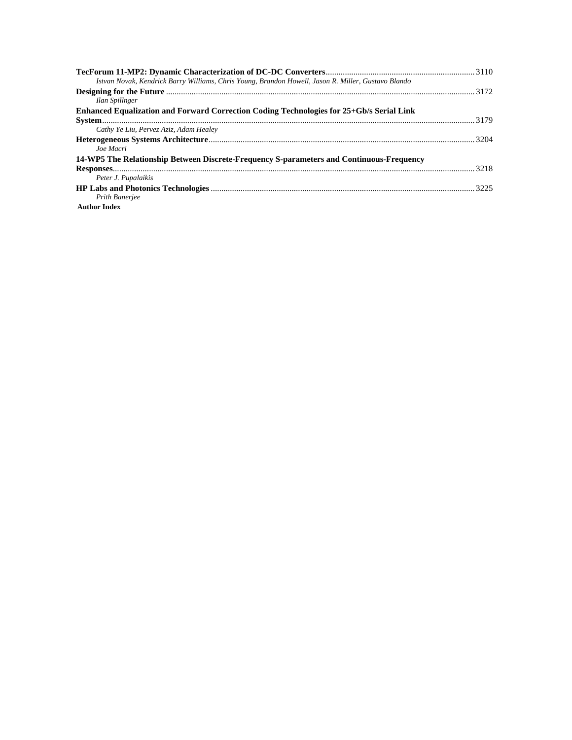**TecForum 11-MP2: Dynamic Characterization of DC-DC Converters**........................................................................ 3110
*Istvan Novak, Kendrick Barry Williams, Chris Young, Brandon Howell, Jason R. Miller, Gustavo Blando*

**Designing for the Future** ........................................................................................................................................ 3172
*Ilan Spillnger*

**Enhanced Equalization and Forward Correction Coding Technologies for 25+Gb/s Serial Link System**........................................................................................................................................................... 3179
*Cathy Ye Liu, Pervez Aziz, Adam Healey*

**Heterogeneous Systems Architecture**................................................................................................................ 3204
*Joe Macri*

**14-WP5 The Relationship Between Discrete-Frequency S-parameters and Continuous-Frequency Responses**.................................................................................................................................................... 3218
*Peter J. Pupalaikis*

**HP Labs and Photonics Technologies** ................................................................................................................ 3225
*Prith Banerjee*

**Author Index**